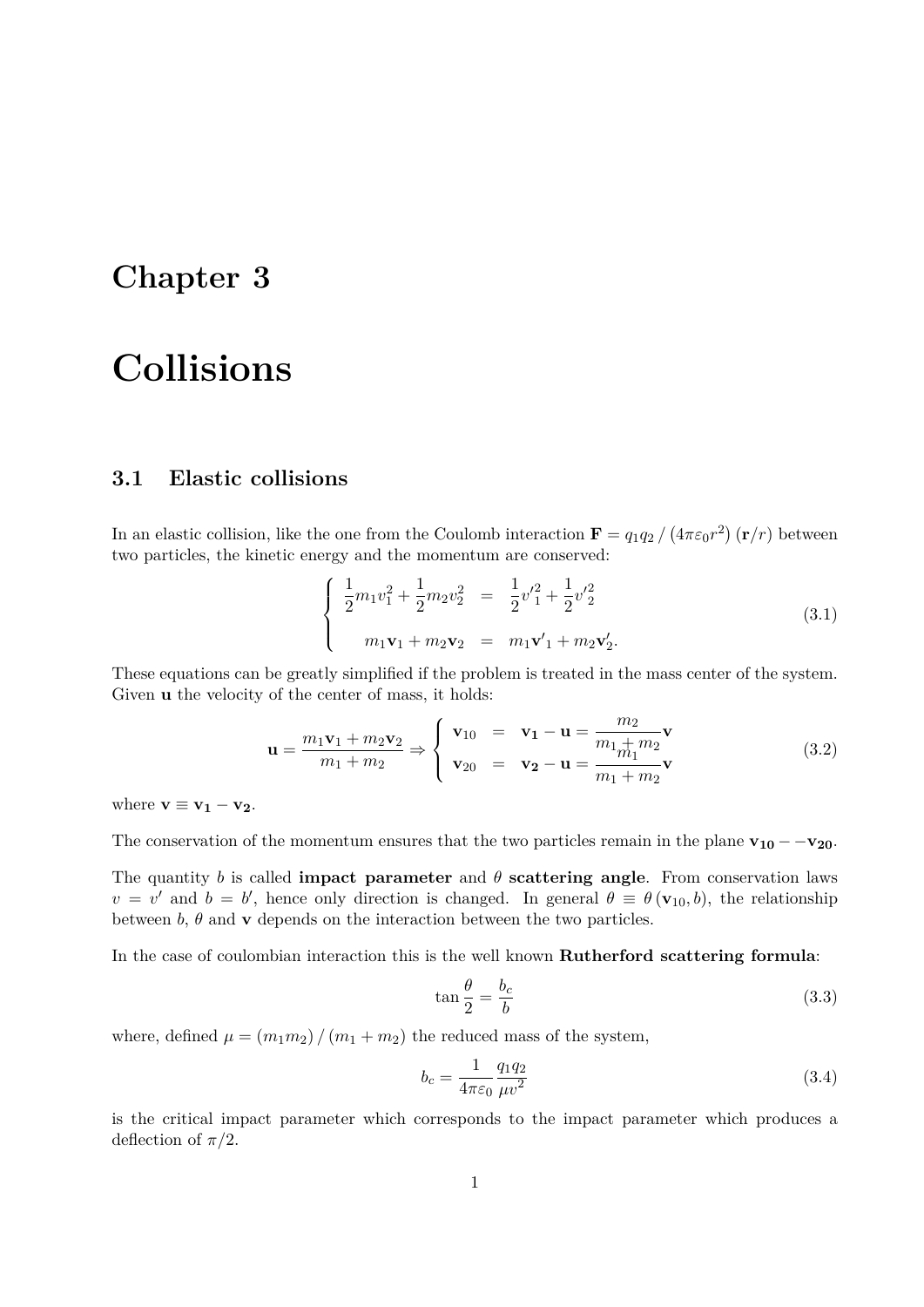# Chapter 3

# Collisions

## 3.1 Elastic collisions

In an elastic collision, like the one from the Coulomb interaction $\mathbf{F} = q_1 q_2 / \left(4\pi\varepsilon_0 r^2\right)(\mathbf{r}/r)$ between two particles, the kinetic energy and the momentum are conserved:

$$
\begin{cases}
\dfrac{1}{2}m_1 v_1^2 + \dfrac{1}{2}m_2 v_2^2 & = \dfrac{1}{2}{v'}_1^2 + \dfrac{1}{2}{v'}_2^2 \\
\\
m_1 \mathbf{v}_1 + m_2 \mathbf{v}_2 & = m_1 \mathbf{v'}_1 + m_2 \mathbf{v}'_2.
\end{cases}
\tag{3.1}
$$

These equations can be greatly simplified if the problem is treated in the mass center of the system. Given $\mathbf{u}$ the velocity of the center of mass, it holds:

$$
\mathbf{u} = \frac{m_1 \mathbf{v}_1 + m_2 \mathbf{v}_2}{m_1 + m_2} \Rightarrow
\begin{cases}
\mathbf{v}_{10} & = \mathbf{v_1} - \mathbf{u} = \dfrac{m_2}{m_1 + m_2}\mathbf{v} \\
\mathbf{v}_{20} & = \mathbf{v_2} - \mathbf{u} = \dfrac{m_1}{m_1 + m_2}\mathbf{v}
\end{cases}
\tag{3.2}
$$

where $\mathbf{v} \equiv \mathbf{v_1} - \mathbf{v_2}$.

The conservation of the momentum ensures that the two particles remain in the plane $\mathbf{v_{10}} - -\mathbf{v_{20}}$.

The quantity $b$ is called **impact parameter** and $\theta$ **scattering angle**. From conservation laws $v = v'$ and $b = b'$, hence only direction is changed. In general $\theta \equiv \theta(\mathbf{v}_{10}, b)$, the relationship between $b$, $\theta$ and $\mathbf{v}$ depends on the interaction between the two particles.

In the case of coulombian interaction this is the well known **Rutherford scattering formula**:

$$
\tan\frac{\theta}{2} = \frac{b_c}{b}
\tag{3.3}
$$

where, defined $\mu = (m_1 m_2) / (m_1 + m_2)$ the reduced mass of the system,

$$
b_c = \frac{1}{4\pi\varepsilon_0}\frac{q_1 q_2}{\mu v^2}
\tag{3.4}
$$

is the critical impact parameter which corresponds to the impact parameter which produces a deflection of $\pi/2$.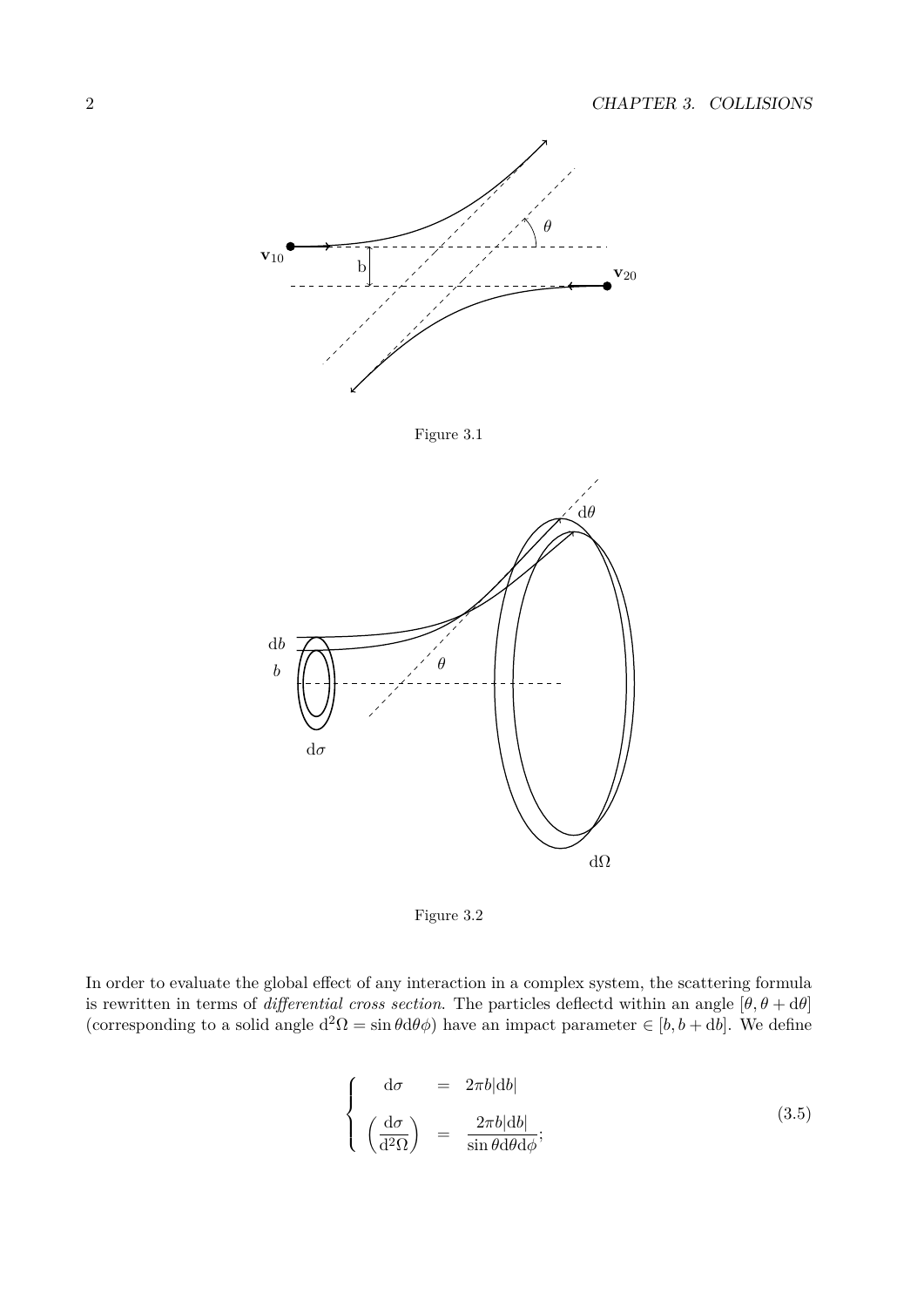Figure 3.1

Figure 3.2

In order to evaluate the global effect of any interaction in a complex system, the scattering formula is rewritten in terms of *differential cross section*. The particles deflectd within an angle $[\theta, \theta + \mathrm{d}\theta]$ (corresponding to a solid angle $\mathrm{d}^2\Omega = \sin\theta \mathrm{d}\theta\phi$) have an impact parameter $\in [b, b + \mathrm{d}b]$. We define

$$
\begin{cases}
\mathrm{d}\sigma & = & 2\pi b |\mathrm{d}b| \\
\left(\dfrac{\mathrm{d}\sigma}{\mathrm{d}^2\Omega}\right) & = & \dfrac{2\pi b |\mathrm{d}b|}{\sin\theta \mathrm{d}\theta \mathrm{d}\phi};
\end{cases}
\tag{3.5}
$$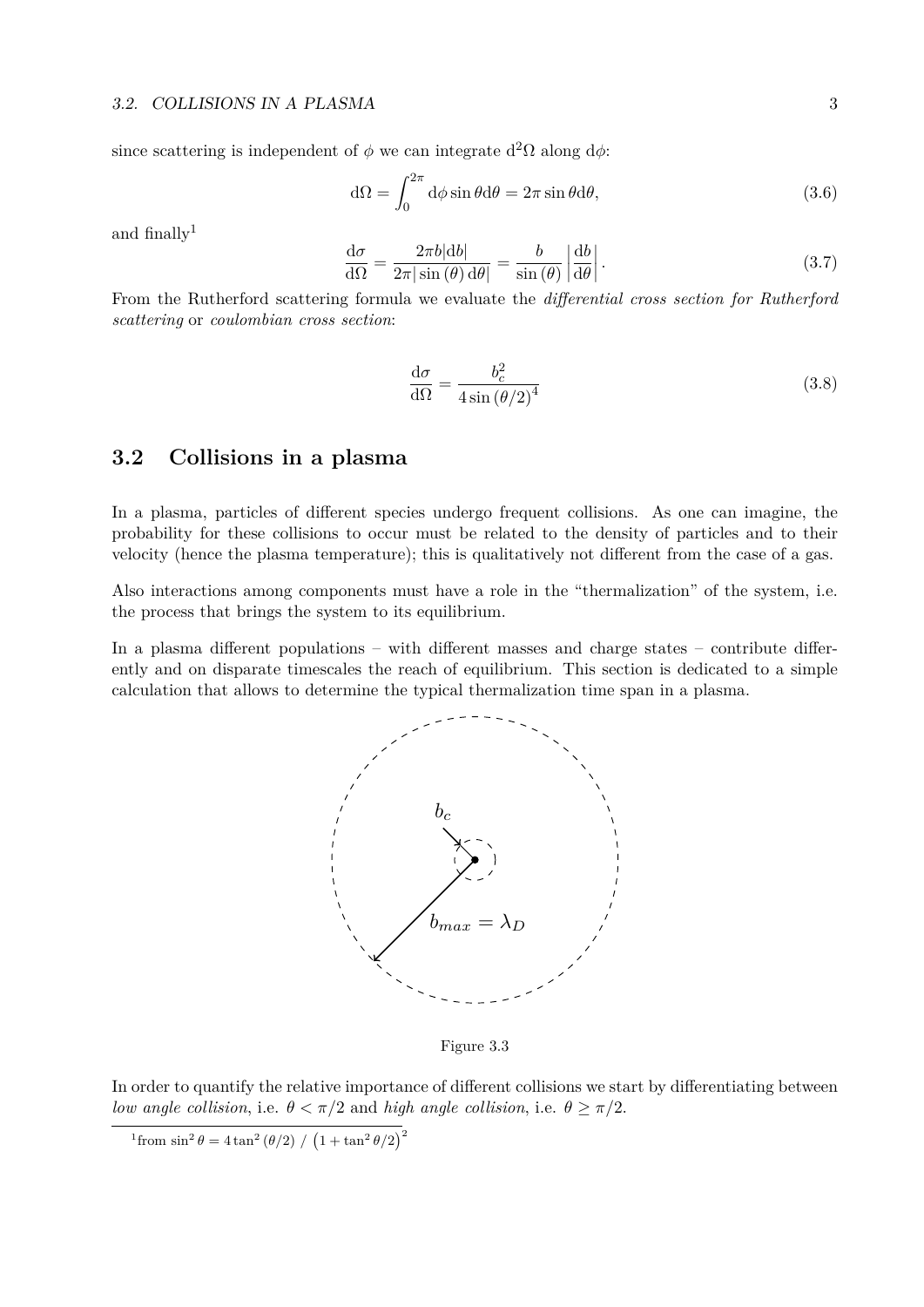since scattering is independent of $\phi$ we can integrate $\mathrm{d}^2\Omega$ along $\mathrm{d}\phi$:

$$\mathrm{d}\Omega = \int_0^{2\pi} \mathrm{d}\phi \sin\theta \mathrm{d}\theta = 2\pi \sin\theta \mathrm{d}\theta, \tag{3.6}$$

and finally[1]

$$\frac{\mathrm{d}\sigma}{\mathrm{d}\Omega} = \frac{2\pi b|\mathrm{d}b|}{2\pi|\sin(\theta)\,\mathrm{d}\theta|} = \frac{b}{\sin(\theta)}\left|\frac{\mathrm{d}b}{\mathrm{d}\theta}\right|. \tag{3.7}$$

From the Rutherford scattering formula we evaluate the *differential cross section for Rutherford scattering* or *coulombian cross section*:

$$\frac{\mathrm{d}\sigma}{\mathrm{d}\Omega} = \frac{b_c^2}{4\sin(\theta/2)^4} \tag{3.8}$$

## 3.2 Collisions in a plasma

In a plasma, particles of different species undergo frequent collisions. As one can imagine, the probability for these collisions to occur must be related to the density of particles and to their velocity (hence the plasma temperature); this is qualitatively not different from the case of a gas.

Also interactions among components must have a role in the "thermalization" of the system, i.e. the process that brings the system to its equilibrium.

In a plasma different populations – with different masses and charge states – contribute differently and on disparate timescales the reach of equilibrium. This section is dedicated to a simple calculation that allows to determine the typical thermalization time span in a plasma.

$b_c$

$b_{max} = \lambda_D$

Figure 3.3

In order to quantify the relative importance of different collisions we start by differentiating between *low angle collision*, i.e. $\theta < \pi/2$ and *high angle collision*, i.e. $\theta \geq \pi/2$.

[1] from $\sin^2\theta = 4\tan^2(\theta/2)\ /\ \left(1+\tan^2\theta/2\right)^2$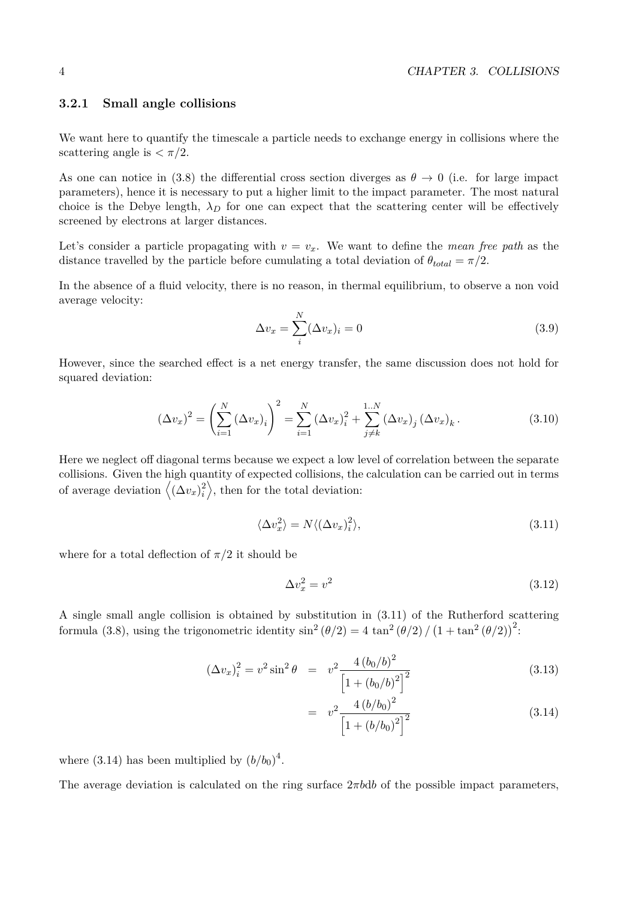### 3.2.1 Small angle collisions

We want here to quantify the timescale a particle needs to exchange energy in collisions where the scattering angle is $< \pi/2$.

As one can notice in (3.8) the differential cross section diverges as $\theta \to 0$ (i.e. for large impact parameters), hence it is necessary to put a higher limit to the impact parameter. The most natural choice is the Debye length, $\lambda_D$ for one can expect that the scattering center will be effectively screened by electrons at larger distances.

Let's consider a particle propagating with $v = v_x$. We want to define the *mean free path* as the distance travelled by the particle before cumulating a total deviation of $\theta_{total} = \pi/2$.

In the absence of a fluid velocity, there is no reason, in thermal equilibrium, to observe a non void average velocity:

$$\Delta v_x = \sum_i^N (\Delta v_x)_i = 0 \tag{3.9}$$

However, since the searched effect is a net energy transfer, the same discussion does not hold for squared deviation:

$$(\Delta v_x)^2 = \left( \sum_{i=1}^N (\Delta v_x)_i \right)^2 = \sum_{i=1}^N (\Delta v_x)_i^2 + \sum_{j \neq k}^{1..N} (\Delta v_x)_j (\Delta v_x)_k . \tag{3.10}$$

Here we neglect off diagonal terms because we expect a low level of correlation between the separate collisions. Given the high quantity of expected collisions, the calculation can be carried out in terms of average deviation $\left\langle (\Delta v_x)_i^2 \right\rangle$, then for the total deviation:

$$\langle \Delta v_x^2 \rangle = N \langle (\Delta v_x)_i^2 \rangle, \tag{3.11}$$

where for a total deflection of $\pi/2$ it should be

$$\Delta v_x^2 = v^2 \tag{3.12}$$

A single small angle collision is obtained by substitution in (3.11) of the Rutherford scattering formula (3.8), using the trigonometric identity $\sin^2(\theta/2) = 4 \tan^2(\theta/2) / \left(1 + \tan^2(\theta/2)\right)^2$:

$$(\Delta v_x)_i^2 = v^2 \sin^2 \theta = v^2 \frac{4 (b_0/b)^2}{\left[1 + (b_0/b)^2\right]^2} \tag{3.13}$$

$$= v^2 \frac{4 (b/b_0)^2}{\left[1 + (b/b_0)^2\right]^2} \tag{3.14}$$

where (3.14) has been multiplied by $(b/b_0)^4$.

The average deviation is calculated on the ring surface $2\pi b db$ of the possible impact parameters,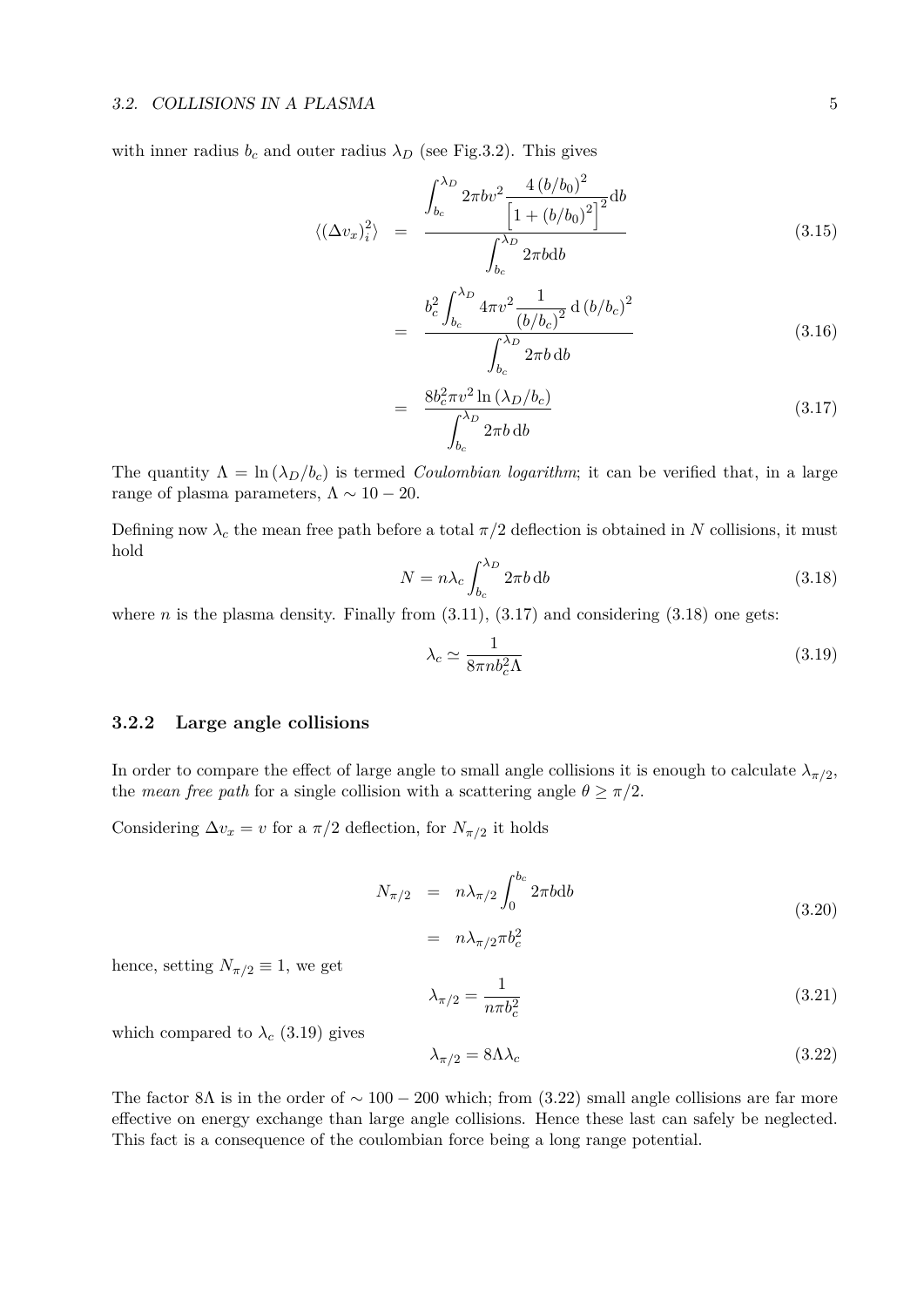with inner radius $b_c$ and outer radius $\lambda_D$ (see Fig.3.2). This gives

$$\langle(\Delta v_x)_i^2\rangle = \frac{\displaystyle\int_{b_c}^{\lambda_D} 2\pi b v^2 \frac{4\,(b/b_0)^2}{\left[1+(b/b_0)^2\right]^2}\mathrm{d}b}{\displaystyle\int_{b_c}^{\lambda_D} 2\pi b \mathrm{d}b} \tag{3.15}$$

$$= \frac{\displaystyle b_c^2\int_{b_c}^{\lambda_D} 4\pi v^2 \frac{1}{(b/b_c)^2}\,\mathrm{d}\,(b/b_c)^2}{\displaystyle\int_{b_c}^{\lambda_D} 2\pi b\,\mathrm{d}b} \tag{3.16}$$

$$= \frac{8b_c^2\pi v^2\ln\left(\lambda_D/b_c\right)}{\displaystyle\int_{b_c}^{\lambda_D} 2\pi b\,\mathrm{d}b} \tag{3.17}$$

The quantity $\Lambda = \ln\left(\lambda_D/b_c\right)$ is termed *Coulombian logarithm*; it can be verified that, in a large range of plasma parameters, $\Lambda \sim 10-20$.

Defining now $\lambda_c$ the mean free path before a total $\pi/2$ deflection is obtained in $N$ collisions, it must hold

$$N = n\lambda_c\int_{b_c}^{\lambda_D} 2\pi b\,\mathrm{d}b \tag{3.18}$$

where $n$ is the plasma density. Finally from (3.11), (3.17) and considering (3.18) one gets:

$$\lambda_c \simeq \frac{1}{8\pi n b_c^2\Lambda} \tag{3.19}$$

### 3.2.2 Large angle collisions

In order to compare the effect of large angle to small angle collisions it is enough to calculate $\lambda_{\pi/2}$, the *mean free path* for a single collision with a scattering angle $\theta \geq \pi/2$.

Considering $\Delta v_x = v$ for a $\pi/2$ deflection, for $N_{\pi/2}$ it holds

$$\begin{aligned} N_{\pi/2} &= n\lambda_{\pi/2}\int_0^{b_c} 2\pi b\mathrm{d}b \\ &= n\lambda_{\pi/2}\pi b_c^2 \end{aligned} \tag{3.20}$$

hence, setting $N_{\pi/2} \equiv 1$, we get

$$\lambda_{\pi/2} = \frac{1}{n\pi b_c^2} \tag{3.21}$$

which compared to $\lambda_c$ (3.19) gives

$$\lambda_{\pi/2} = 8\Lambda\lambda_c \tag{3.22}$$

The factor $8\Lambda$ is in the order of $\sim 100-200$ which; from (3.22) small angle collisions are far more effective on energy exchange than large angle collisions. Hence these last can safely be neglected. This fact is a consequence of the coulombian force being a long range potential.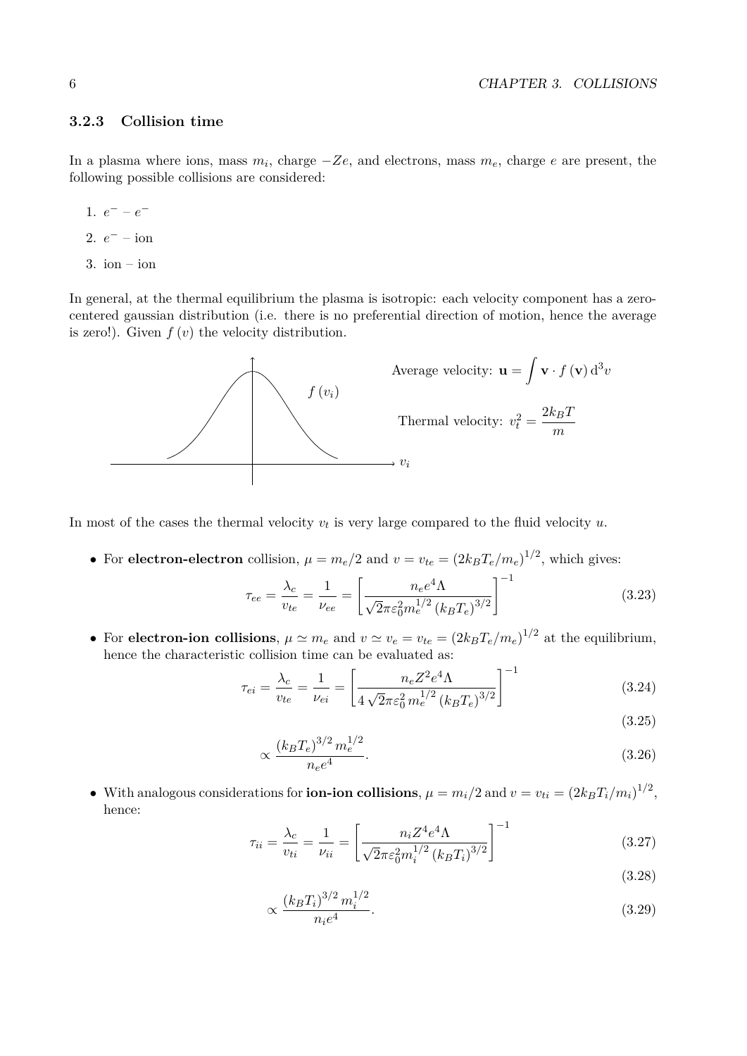### 3.2.3 Collision time

In a plasma where ions, mass $m_i$, charge $-Ze$, and electrons, mass $m_e$, charge $e$ are present, the following possible collisions are considered:

1. $e^- - e^-$
2. $e^-$ – ion
3. ion – ion

In general, at the thermal equilibrium the plasma is isotropic: each velocity component has a zero-centered gaussian distribution (i.e. there is no preferential direction of motion, hence the average is zero!). Given $f(v)$ the velocity distribution.

Average velocity: $\mathbf{u} = \int \mathbf{v} \cdot f(\mathbf{v}) \, \mathrm{d}^3 v$

Thermal velocity: $v_t^2 = \dfrac{2k_B T}{m}$

In most of the cases the thermal velocity $v_t$ is very large compared to the fluid velocity $u$.

- For **electron-electron** collision, $\mu = m_e/2$ and $v = v_{te} = (2k_B T_e/m_e)^{1/2}$, which gives:

$$\tau_{ee} = \frac{\lambda_c}{v_{te}} = \frac{1}{\nu_{ee}} = \left[ \frac{n_e e^4 \Lambda}{\sqrt{2} \pi \varepsilon_0^2 m_e^{1/2} (k_B T_e)^{3/2}} \right]^{-1} \tag{3.23}$$

- For **electron-ion collisions**, $\mu \simeq m_e$ and $v \simeq v_e = v_{te} = (2k_B T_e/m_e)^{1/2}$ at the equilibrium, hence the characteristic collision time can be evaluated as:

$$\tau_{ei} = \frac{\lambda_c}{v_{te}} = \frac{1}{\nu_{ei}} = \left[ \frac{n_e Z^2 e^4 \Lambda}{4 \sqrt{2} \pi \varepsilon_0^2 \, m_e^{1/2} (k_B T_e)^{3/2}} \right]^{-1} \tag{3.24}$$

$$\tag{3.25}$$

$$\propto \frac{(k_B T_e)^{3/2} m_e^{1/2}}{n_e e^4}. \tag{3.26}$$

- With analogous considerations for **ion-ion collisions**, $\mu = m_i/2$ and $v = v_{ti} = (2k_B T_i/m_i)^{1/2}$, hence:

$$\tau_{ii} = \frac{\lambda_c}{v_{ti}} = \frac{1}{\nu_{ii}} = \left[ \frac{n_i Z^4 e^4 \Lambda}{\sqrt{2} \pi \varepsilon_0^2 m_i^{1/2} (k_B T_i)^{3/2}} \right]^{-1} \tag{3.27}$$

$$\tag{3.28}$$

$$\propto \frac{(k_B T_i)^{3/2} m_i^{1/2}}{n_i e^4}. \tag{3.29}$$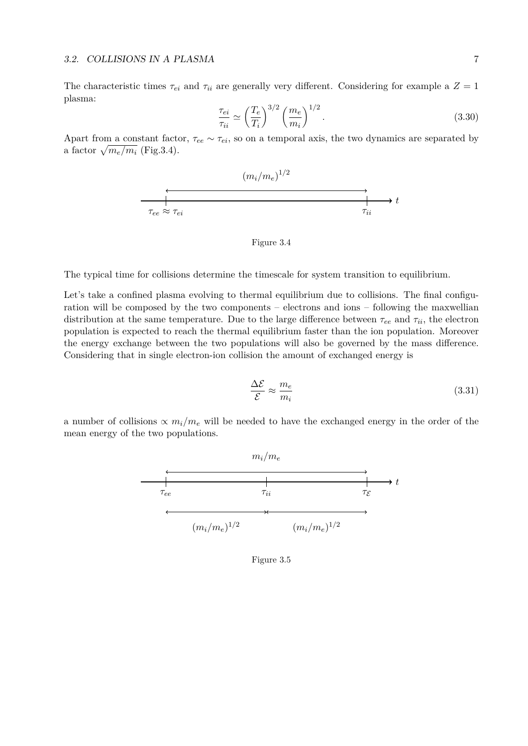The characteristic times $\tau_{ei}$ and $\tau_{ii}$ are generally very different. Considering for example a $Z = 1$ plasma:

$$\frac{\tau_{ei}}{\tau_{ii}} \simeq \left(\frac{T_e}{T_i}\right)^{3/2} \left(\frac{m_e}{m_i}\right)^{1/2}. \tag{3.30}$$

Apart from a constant factor, $\tau_{ee} \sim \tau_{ei}$, so on a temporal axis, the two dynamics are separated by a factor $\sqrt{m_e/m_i}$ (Fig.3.4).

$(m_i/m_e)^{1/2}$

$t$

$\tau_{ee} \approx \tau_{ei}$

$\tau_{ii}$

Figure 3.4

The typical time for collisions determine the timescale for system transition to equilibrium.

Let's take a confined plasma evolving to thermal equilibrium due to collisions. The final configuration will be composed by the two components – electrons and ions – following the maxwellian distribution at the same temperature. Due to the large difference between $\tau_{ee}$ and $\tau_{ii}$, the electron population is expected to reach the thermal equilibrium faster than the ion population. Moreover the energy exchange between the two populations will also be governed by the mass difference. Considering that in single electron-ion collision the amount of exchanged energy is

$$\frac{\Delta \mathcal{E}}{\mathcal{E}} \approx \frac{m_e}{m_i} \tag{3.31}$$

a number of collisions $\propto m_i/m_e$ will be needed to have the exchanged energy in the order of the mean energy of the two populations.

$m_i/m_e$

$t$

$\tau_{ee}$

$\tau_{ii}$

$\tau_{\mathcal{E}}$

$(m_i/m_e)^{1/2}$

$(m_i/m_e)^{1/2}$

Figure 3.5